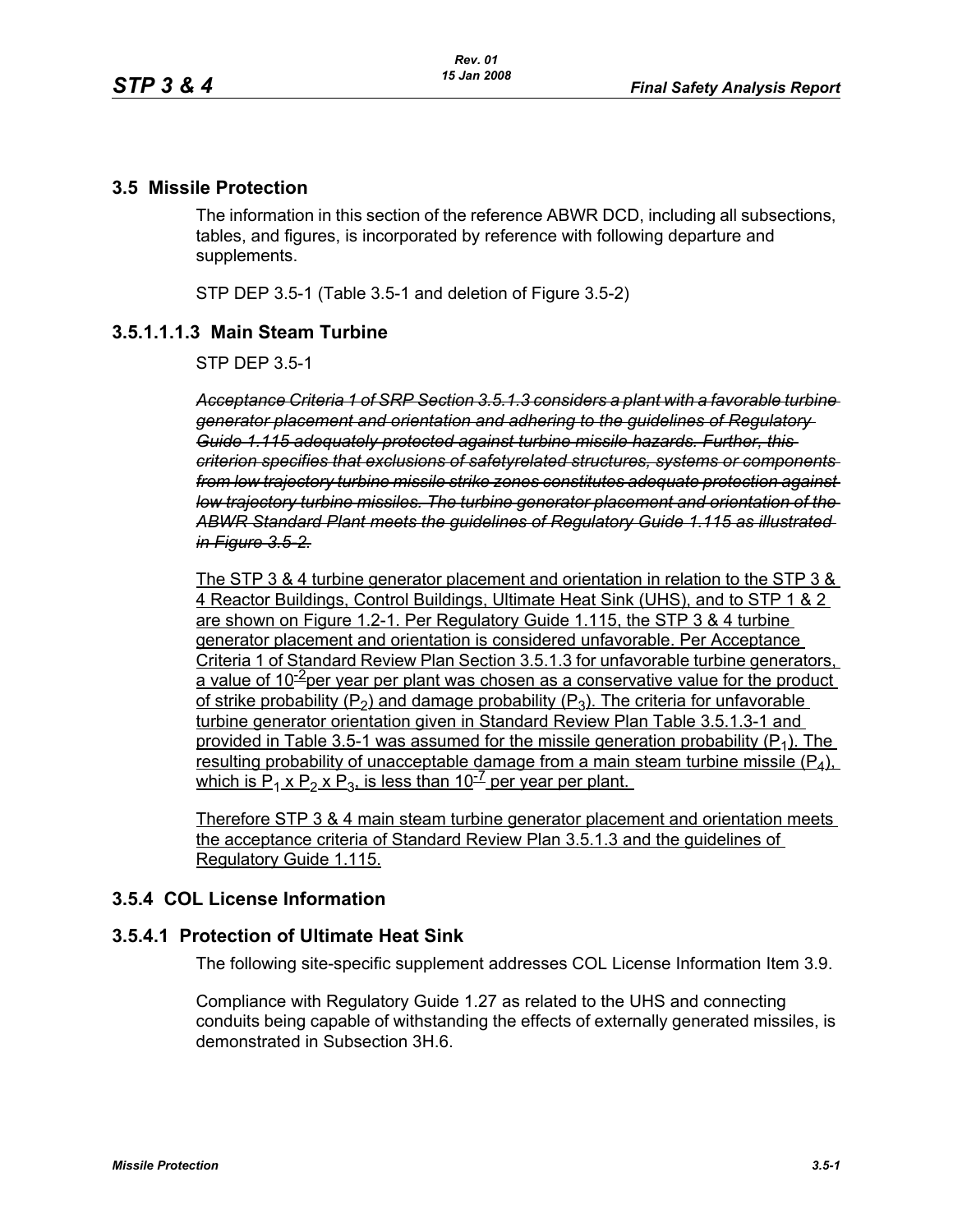## 3.5 Missile Protection

The information in this section of the reference ABWR DCD, including all subsections, tables, and figures, is incorporated by reference with following departure and supplements.

STP DEP 3.5-1 (Table 3.5-1 and deletion of Figure 3.5-2)

### 3.5.1.1.1.3 Main Steam Turbine

STP DEP 3.5-1

~~*Acceptance Criteria 1 of SRP Section 3.5.1.3 considers a plant with a favorable turbine generator placement and orientation and adhering to the guidelines of Regulatory Guide 1.115 adequately protected against turbine missile hazards. Further, this criterion specifies that exclusions of safetyrelated structures, systems or components from low trajectory turbine missile strike zones constitutes adequate protection against low trajectory turbine missiles. The turbine generator placement and orientation of the ABWR Standard Plant meets the guidelines of Regulatory Guide 1.115 as illustrated in Figure 3.5-2.*~~

The STP 3 & 4 turbine generator placement and orientation in relation to the STP 3 & 4 Reactor Buildings, Control Buildings, Ultimate Heat Sink (UHS), and to STP 1 & 2 are shown on Figure 1.2-1. Per Regulatory Guide 1.115, the STP 3 & 4 turbine generator placement and orientation is considered unfavorable. Per Acceptance Criteria 1 of Standard Review Plan Section 3.5.1.3 for unfavorable turbine generators, a value of $10^{-2}$ per year per plant was chosen as a conservative value for the product of strike probability ($P_2$) and damage probability ($P_3$). The criteria for unfavorable turbine generator orientation given in Standard Review Plan Table 3.5.1.3-1 and provided in Table 3.5-1 was assumed for the missile generation probability ($P_1$). The resulting probability of unacceptable damage from a main steam turbine missile ($P_4$), which is $P_1 \times P_2 \times P_3$, is less than $10^{-7}$ per year per plant.

Therefore STP 3 & 4 main steam turbine generator placement and orientation meets the acceptance criteria of Standard Review Plan 3.5.1.3 and the guidelines of Regulatory Guide 1.115.

## 3.5.4 COL License Information

### 3.5.4.1 Protection of Ultimate Heat Sink

The following site-specific supplement addresses COL License Information Item 3.9.

Compliance with Regulatory Guide 1.27 as related to the UHS and connecting conduits being capable of withstanding the effects of externally generated missiles, is demonstrated in Subsection 3H.6.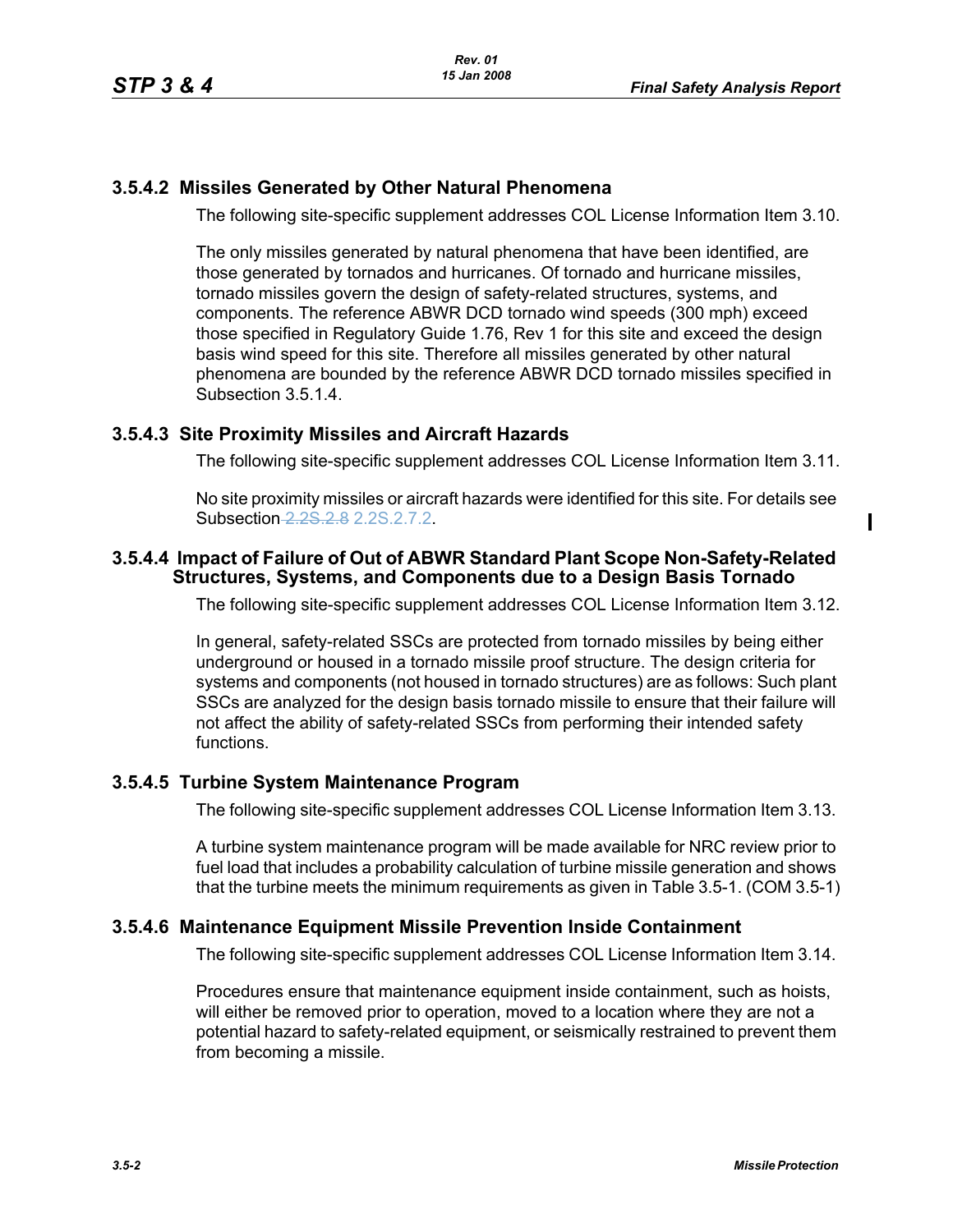### 3.5.4.2 Missiles Generated by Other Natural Phenomena

The following site-specific supplement addresses COL License Information Item 3.10.

The only missiles generated by natural phenomena that have been identified, are those generated by tornados and hurricanes. Of tornado and hurricane missiles, tornado missiles govern the design of safety-related structures, systems, and components. The reference ABWR DCD tornado wind speeds (300 mph) exceed those specified in Regulatory Guide 1.76, Rev 1 for this site and exceed the design basis wind speed for this site. Therefore all missiles generated by other natural phenomena are bounded by the reference ABWR DCD tornado missiles specified in Subsection 3.5.1.4.

### 3.5.4.3 Site Proximity Missiles and Aircraft Hazards

The following site-specific supplement addresses COL License Information Item 3.11.

No site proximity missiles or aircraft hazards were identified for this site. For details see Subsection ~~2.2S.2.8~~ 2.2S.2.7.2.

### 3.5.4.4 Impact of Failure of Out of ABWR Standard Plant Scope Non-Safety-Related Structures, Systems, and Components due to a Design Basis Tornado

The following site-specific supplement addresses COL License Information Item 3.12.

In general, safety-related SSCs are protected from tornado missiles by being either underground or housed in a tornado missile proof structure. The design criteria for systems and components (not housed in tornado structures) are as follows: Such plant SSCs are analyzed for the design basis tornado missile to ensure that their failure will not affect the ability of safety-related SSCs from performing their intended safety functions.

### 3.5.4.5 Turbine System Maintenance Program

The following site-specific supplement addresses COL License Information Item 3.13.

A turbine system maintenance program will be made available for NRC review prior to fuel load that includes a probability calculation of turbine missile generation and shows that the turbine meets the minimum requirements as given in Table 3.5-1. (COM 3.5-1)

### 3.5.4.6 Maintenance Equipment Missile Prevention Inside Containment

The following site-specific supplement addresses COL License Information Item 3.14.

Procedures ensure that maintenance equipment inside containment, such as hoists, will either be removed prior to operation, moved to a location where they are not a potential hazard to safety-related equipment, or seismically restrained to prevent them from becoming a missile.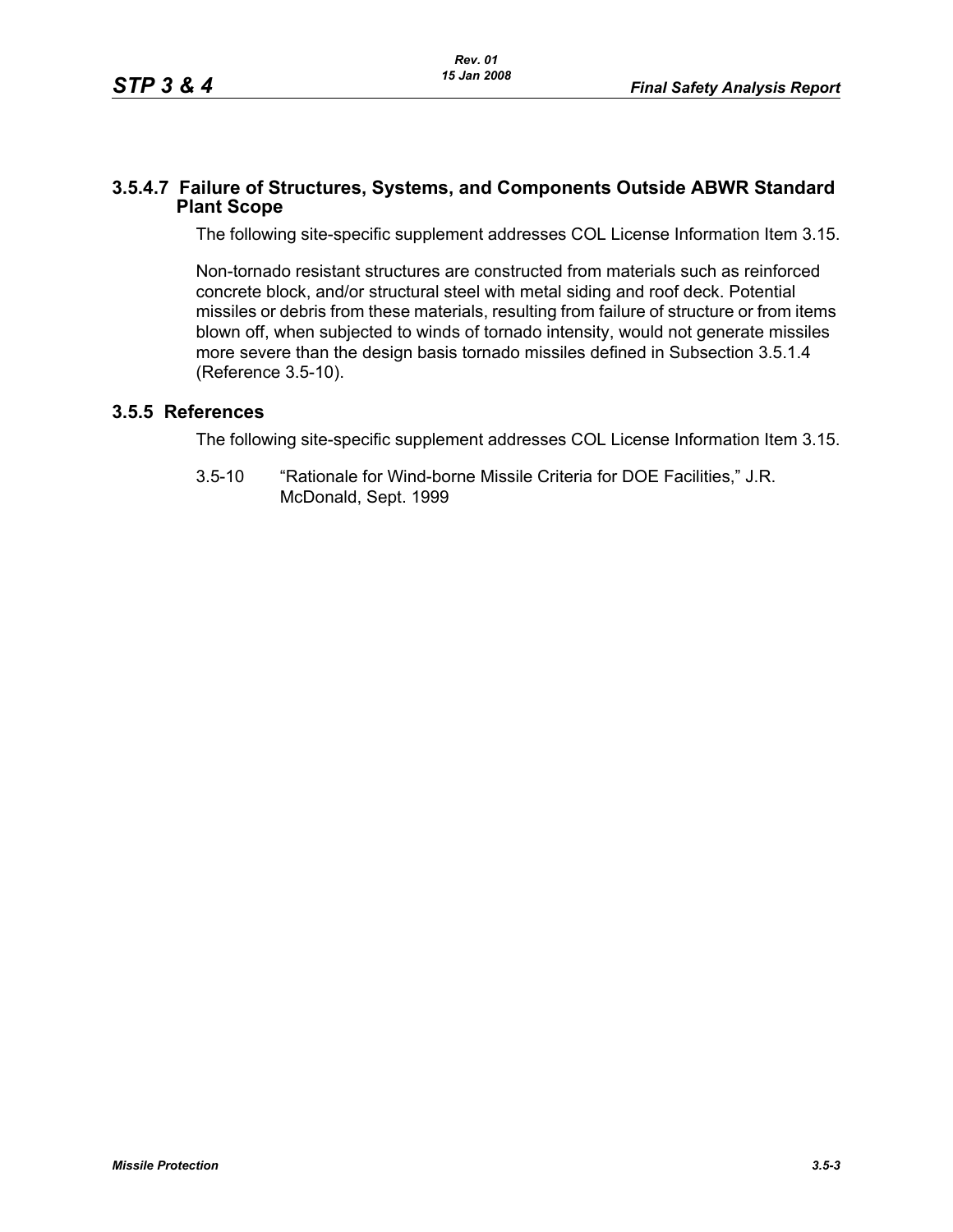### 3.5.4.7 Failure of Structures, Systems, and Components Outside ABWR Standard Plant Scope

The following site-specific supplement addresses COL License Information Item 3.15.

Non-tornado resistant structures are constructed from materials such as reinforced concrete block, and/or structural steel with metal siding and roof deck. Potential missiles or debris from these materials, resulting from failure of structure or from items blown off, when subjected to winds of tornado intensity, would not generate missiles more severe than the design basis tornado missiles defined in Subsection 3.5.1.4 (Reference 3.5-10).

## 3.5.5 References

The following site-specific supplement addresses COL License Information Item 3.15.

3.5-10 "Rationale for Wind-borne Missile Criteria for DOE Facilities," J.R. McDonald, Sept. 1999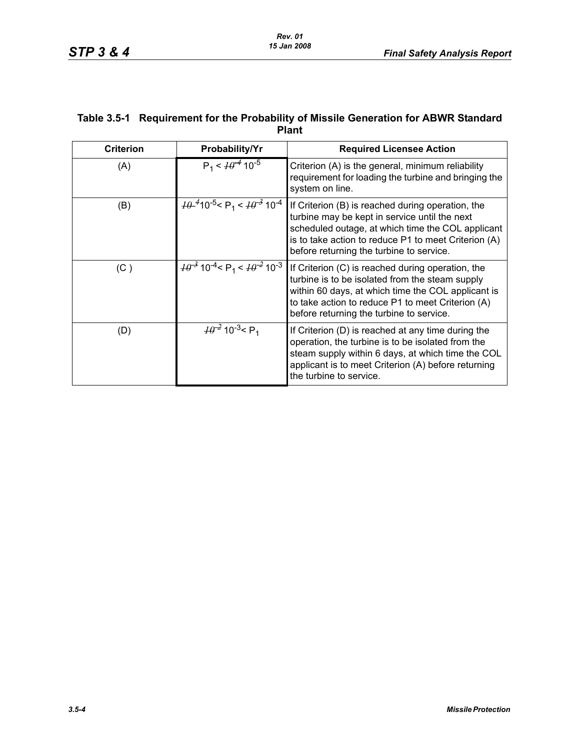**Table 3.5-1 Requirement for the Probability of Missile Generation for ABWR Standard Plant**

| Criterion | Probability/Yr | Required Licensee Action |
|---|---|---|
| (A) | $P_1 <$ ~~$10^{-4}$~~ $10^{-5}$ | Criterion (A) is the general, minimum reliability requirement for loading the turbine and bringing the system on line. |
| (B) | ~~$10^{-4}$~~ $10^{-5} < P_1 <$ ~~$10^{-3}$~~ $10^{-4}$ | If Criterion (B) is reached during operation, the turbine may be kept in service until the next scheduled outage, at which time the COL applicant is to take action to reduce P1 to meet Criterion (A) before returning the turbine to service. |
| (C ) | ~~$10^{-3}$~~ $10^{-4} < P_1 <$ ~~$10^{-2}$~~ $10^{-3}$ | If Criterion (C) is reached during operation, the turbine is to be isolated from the steam supply within 60 days, at which time the COL applicant is to take action to reduce P1 to meet Criterion (A) before returning the turbine to service. |
| (D) | ~~$10^{-2}$~~ $10^{-3} < P_1$ | If Criterion (D) is reached at any time during the operation, the turbine is to be isolated from the steam supply within 6 days, at which time the COL applicant is to meet Criterion (A) before returning the turbine to service. |